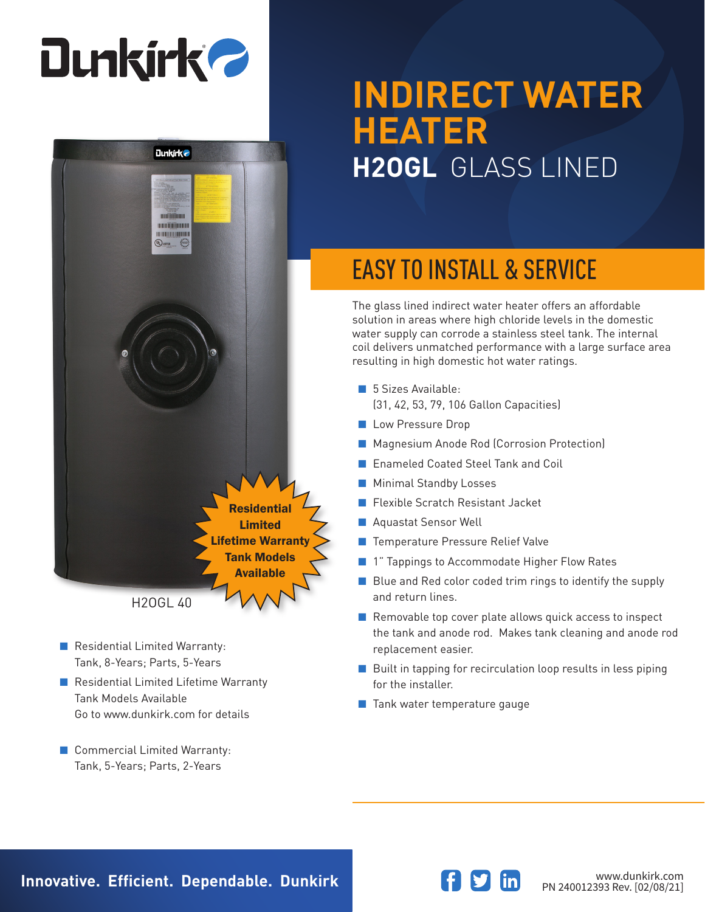# Dunkirk

# INDIRECT WATER HEATER

## H2OGL GLASS LINED

Residential Limited Lifetime Warranty Tank Models Available

H2OGL 40

- Residential Limited Warranty: Tank, 8-Years; Parts, 5-Years
- Residential Limited Lifetime Warranty Tank Models Available Go to www.dunkirk.com for details
- Commercial Limited Warranty: Tank, 5-Years; Parts, 2-Years

## EASY TO INSTALL & SERVICE

The glass lined indirect water heater offers an affordable solution in areas where high chloride levels in the domestic water supply can corrode a stainless steel tank. The internal coil delivers unmatched performance with a large surface area resulting in high domestic hot water ratings.

- 5 Sizes Available: (31, 42, 53, 79, 106 Gallon Capacities)
- Low Pressure Drop
- Magnesium Anode Rod (Corrosion Protection)
- Enameled Coated Steel Tank and Coil
- Minimal Standby Losses
- Flexible Scratch Resistant Jacket
- Aquastat Sensor Well
- Temperature Pressure Relief Valve
- 1" Tappings to Accommodate Higher Flow Rates
- Blue and Red color coded trim rings to identify the supply and return lines.
- Removable top cover plate allows quick access to inspect the tank and anode rod. Makes tank cleaning and anode rod replacement easier.
- Built in tapping for recirculation loop results in less piping for the installer.
- Tank water temperature gauge

**Innovative. Efficient. Dependable. Dunkirk**

www.dunkirk.com
PN 240012393 Rev. [02/08/21]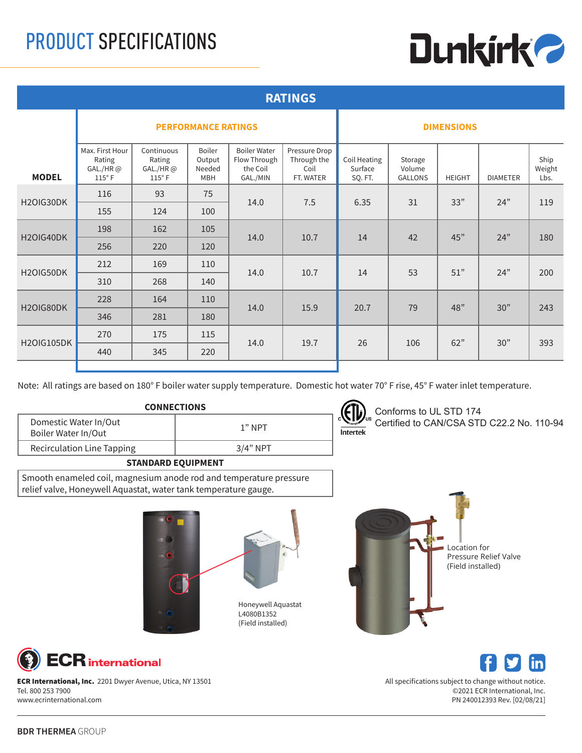# PRODUCT SPECIFICATIONS

## RATINGS

| MODEL | PERFORMANCE RATINGS | | | | | DIMENSIONS | | | | |
|---|---|---|---|---|---|---|---|---|---|---|
| | Max. First Hour Rating GAL./HR @ 115° F | Continuous Rating GAL./HR @ 115° F | Boiler Output Needed MBH | Boiler Water Flow Through the Coil GAL./MIN | Pressure Drop Through the Coil FT. WATER | Coil Heating Surface SQ. FT. | Storage Volume GALLONS | HEIGHT | DIAMETER | Ship Weight Lbs. |
| H2OIG30DK | 116 | 93 | 75 | 14.0 | 7.5 | 6.35 | 31 | 33" | 24" | 119 |
| | 155 | 124 | 100 | | | | | | | |
| H2OIG40DK | 198 | 162 | 105 | 14.0 | 10.7 | 14 | 42 | 45" | 24" | 180 |
| | 256 | 220 | 120 | | | | | | | |
| H2OIG50DK | 212 | 169 | 110 | 14.0 | 10.7 | 14 | 53 | 51" | 24" | 200 |
| | 310 | 268 | 140 | | | | | | | |
| H2OIG80DK | 228 | 164 | 110 | 14.0 | 15.9 | 20.7 | 79 | 48" | 30" | 243 |
| | 346 | 281 | 180 | | | | | | | |
| H2OIG105DK | 270 | 175 | 115 | 14.0 | 19.7 | 26 | 106 | 62" | 30" | 393 |
| | 440 | 345 | 220 | | | | | | | |

Note: All ratings are based on 180° F boiler water supply temperature. Domestic hot water 70° F rise, 45° F water inlet temperature.

### CONNECTIONS

| | |
|---|---|
| Domestic Water In/Out<br>Boiler Water In/Out | 1" NPT |
| Recirculation Line Tapping | 3/4" NPT |

### STANDARD EQUIPMENT

Smooth enameled coil, magnesium anode rod and temperature pressure relief valve, Honeywell Aquastat, water tank temperature gauge.

Intertek

Conforms to UL STD 174
Certified to CAN/CSA STD C22.2 No. 110-94

Honeywell Aquastat
L4080B1352
(Field installed)

Location for
Pressure Relief Valve
(Field installed)

**ECR International, Inc.** 2201 Dwyer Avenue, Utica, NY 13501
Tel. 800 253 7900
www.ecrinternational.com

All specifications subject to change without notice.
©2021 ECR International, Inc.
PN 240012393 Rev. [02/08/21]

**BDR THERMEA** GROUP